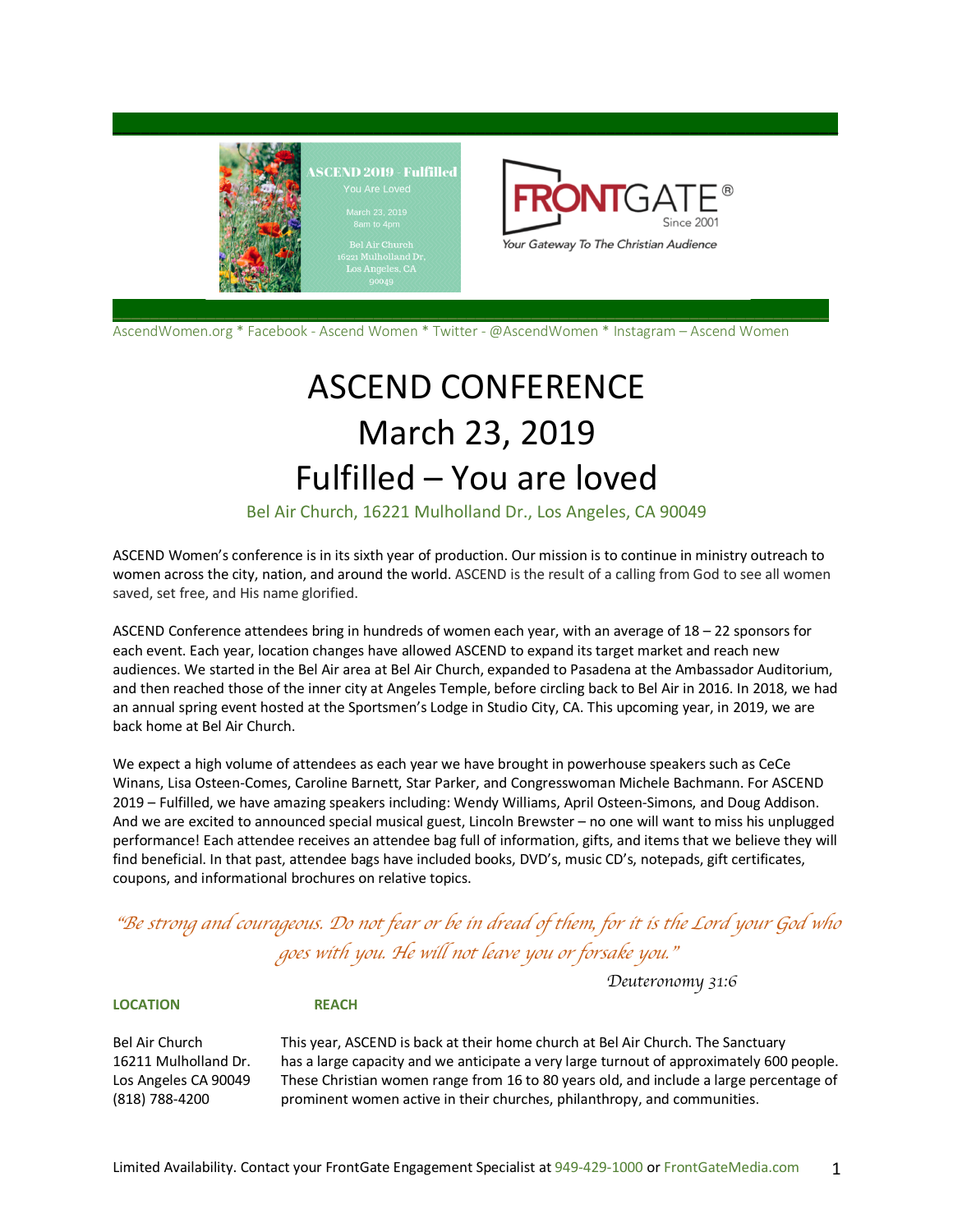ASCEND 2019 - Fulfilled
You Are Loved
March 23, 2019
8am to 4pm
Bel Air Church
16221 Mulholland Dr,
Los Angeles, CA
90049

FRONTGATE®
Since 2001
Your Gateway To The Christian Audience

AscendWomen.org * Facebook - Ascend Women * Twitter - @AscendWomen * Instagram – Ascend Women

# ASCEND CONFERENCE
# March 23, 2019
# Fulfilled – You are loved

Bel Air Church, 16221 Mulholland Dr., Los Angeles, CA 90049

ASCEND Women's conference is in its sixth year of production. Our mission is to continue in ministry outreach to women across the city, nation, and around the world. ASCEND is the result of a calling from God to see all women saved, set free, and His name glorified.

ASCEND Conference attendees bring in hundreds of women each year, with an average of 18 – 22 sponsors for each event. Each year, location changes have allowed ASCEND to expand its target market and reach new audiences. We started in the Bel Air area at Bel Air Church, expanded to Pasadena at the Ambassador Auditorium, and then reached those of the inner city at Angeles Temple, before circling back to Bel Air in 2016. In 2018, we had an annual spring event hosted at the Sportsmen's Lodge in Studio City, CA. This upcoming year, in 2019, we are back home at Bel Air Church.

We expect a high volume of attendees as each year we have brought in powerhouse speakers such as CeCe Winans, Lisa Osteen-Comes, Caroline Barnett, Star Parker, and Congresswoman Michele Bachmann. For ASCEND 2019 – Fulfilled, we have amazing speakers including: Wendy Williams, April Osteen-Simons, and Doug Addison. And we are excited to announced special musical guest, Lincoln Brewster – no one will want to miss his unplugged performance! Each attendee receives an attendee bag full of information, gifts, and items that we believe they will find beneficial. In that past, attendee bags have included books, DVD's, music CD's, notepads, gift certificates, coupons, and informational brochures on relative topics.

*"Be strong and courageous. Do not fear or be in dread of them, for it is the Lord your God who goes with you. He will not leave you or forsake you."*

*Deuteronomy 31:6*

**LOCATION**

Bel Air Church
16211 Mulholland Dr.
Los Angeles CA 90049
(818) 788-4200

**REACH**

This year, ASCEND is back at their home church at Bel Air Church. The Sanctuary has a large capacity and we anticipate a very large turnout of approximately 600 people. These Christian women range from 16 to 80 years old, and include a large percentage of prominent women active in their churches, philanthropy, and communities.

Limited Availability. Contact your FrontGate Engagement Specialist at 949-429-1000 or FrontGateMedia.com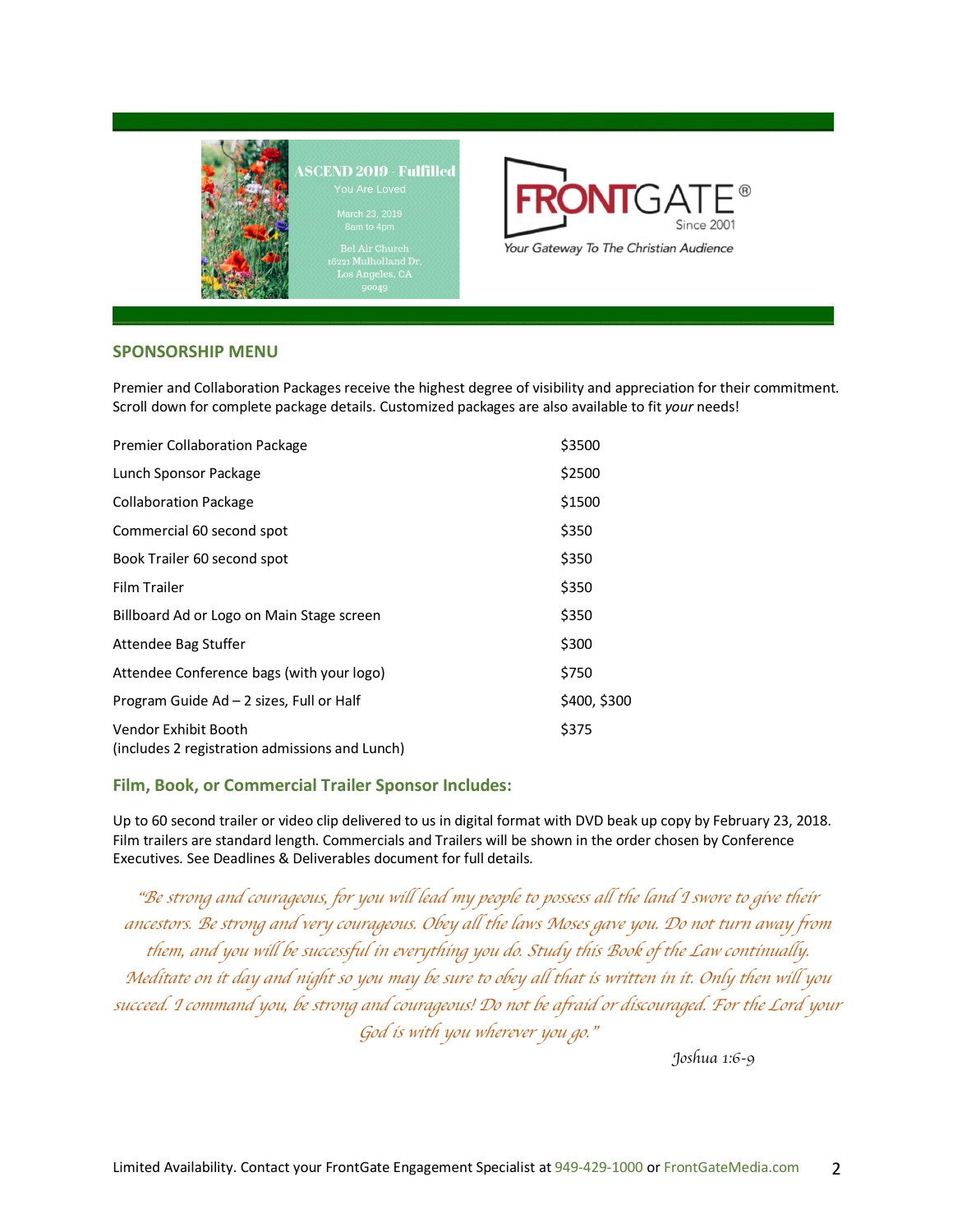ASCEND 2019 - Fulfilled

You Are Loved

March 23, 2019
8am to 4pm

Bel Air Church
16221 Mulholland Dr.
Los Angeles, CA
90049

FRONTGATE®
Since 2001
*Your Gateway To The Christian Audience*

## SPONSORSHIP MENU

Premier and Collaboration Packages receive the highest degree of visibility and appreciation for their commitment. Scroll down for complete package details. Customized packages are also available to fit *your* needs!

| | |
|---|---|
| Premier Collaboration Package | $3500 |
| Lunch Sponsor Package | $2500 |
| Collaboration Package | $1500 |
| Commercial 60 second spot | $350 |
| Book Trailer 60 second spot | $350 |
| Film Trailer | $350 |
| Billboard Ad or Logo on Main Stage screen | $350 |
| Attendee Bag Stuffer | $300 |
| Attendee Conference bags (with your logo) | $750 |
| Program Guide Ad – 2 sizes, Full or Half | $400, $300 |
| Vendor Exhibit Booth (includes 2 registration admissions and Lunch) | $375 |

### Film, Book, or Commercial Trailer Sponsor Includes:

Up to 60 second trailer or video clip delivered to us in digital format with DVD beak up copy by February 23, 2018. Film trailers are standard length. Commercials and Trailers will be shown in the order chosen by Conference Executives. See Deadlines & Deliverables document for full details.

*"Be strong and courageous, for you will lead my people to possess all the land I swore to give their ancestors. Be strong and very courageous. Obey all the laws Moses gave you. Do not turn away from them, and you will be successful in everything you do. Study this Book of the Law continually. Meditate on it day and night so you may be sure to obey all that is written in it. Only then will you succeed. I command you, be strong and courageous! Do not be afraid or discouraged. For the Lord your God is with you wherever you go."*

*Joshua 1:6-9*

Limited Availability. Contact your FrontGate Engagement Specialist at 949-429-1000 or FrontGateMedia.com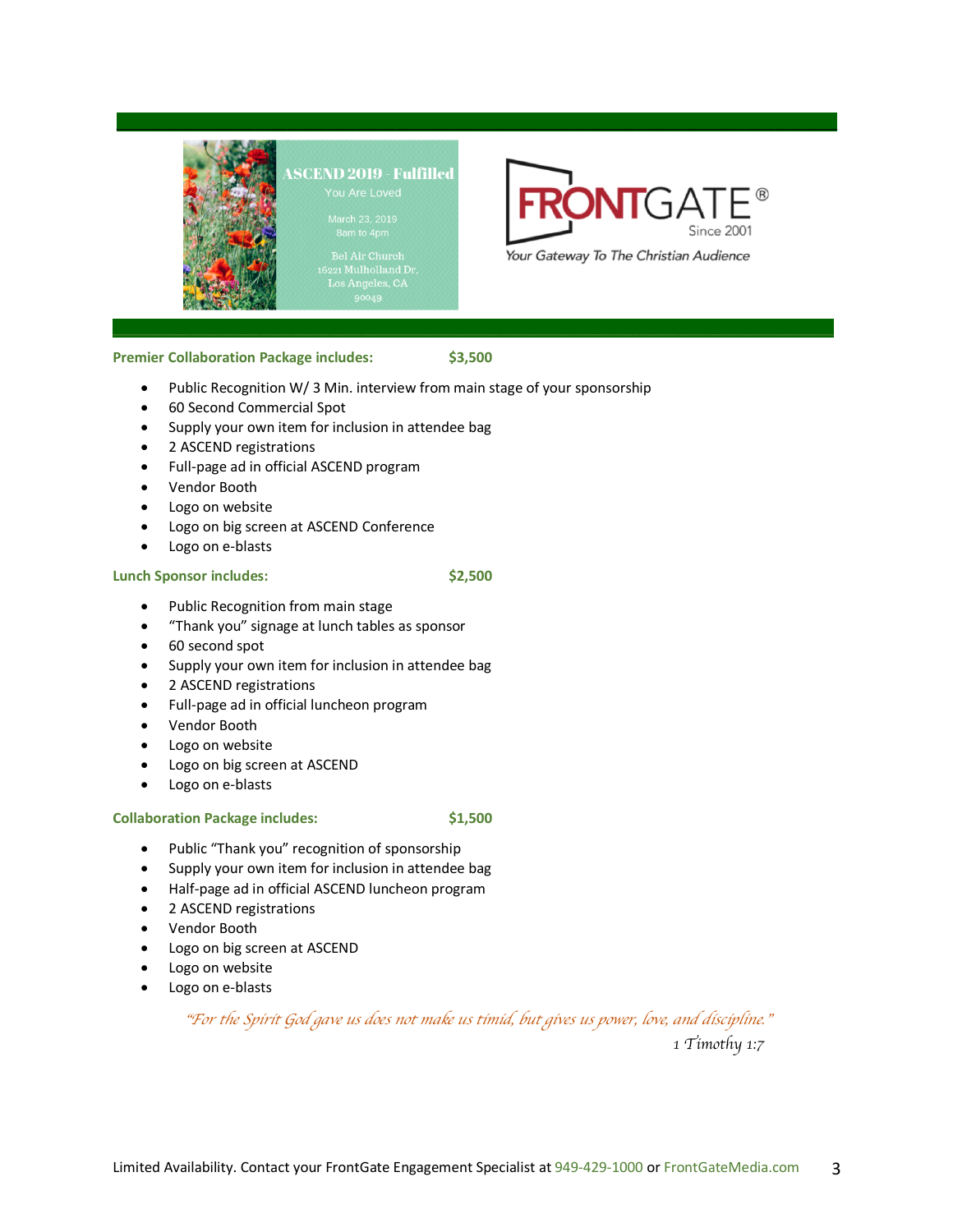ASCEND 2019 - Fulfilled

You Are Loved

March 23, 2019
8am to 4pm

Bel Air Church
16221 Mulholland Dr,
Los Angeles, CA
90049

FRONTGATE®
Since 2001

*Your Gateway To The Christian Audience*

**Premier Collaboration Package includes: $3,500**

- Public Recognition W/ 3 Min. interview from main stage of your sponsorship
- 60 Second Commercial Spot
- Supply your own item for inclusion in attendee bag
- 2 ASCEND registrations
- Full-page ad in official ASCEND program
- Vendor Booth
- Logo on website
- Logo on big screen at ASCEND Conference
- Logo on e-blasts

**Lunch Sponsor includes: $2,500**

- Public Recognition from main stage
- "Thank you" signage at lunch tables as sponsor
- 60 second spot
- Supply your own item for inclusion in attendee bag
- 2 ASCEND registrations
- Full-page ad in official luncheon program
- Vendor Booth
- Logo on website
- Logo on big screen at ASCEND
- Logo on e-blasts

**Collaboration Package includes: $1,500**

- Public "Thank you" recognition of sponsorship
- Supply your own item for inclusion in attendee bag
- Half-page ad in official ASCEND luncheon program
- 2 ASCEND registrations
- Vendor Booth
- Logo on big screen at ASCEND
- Logo on website
- Logo on e-blasts

*"For the Spirit God gave us does not make us timid, but gives us power, love, and discipline."*

1 Timothy 1:7

Limited Availability. Contact your FrontGate Engagement Specialist at 949-429-1000 or FrontGateMedia.com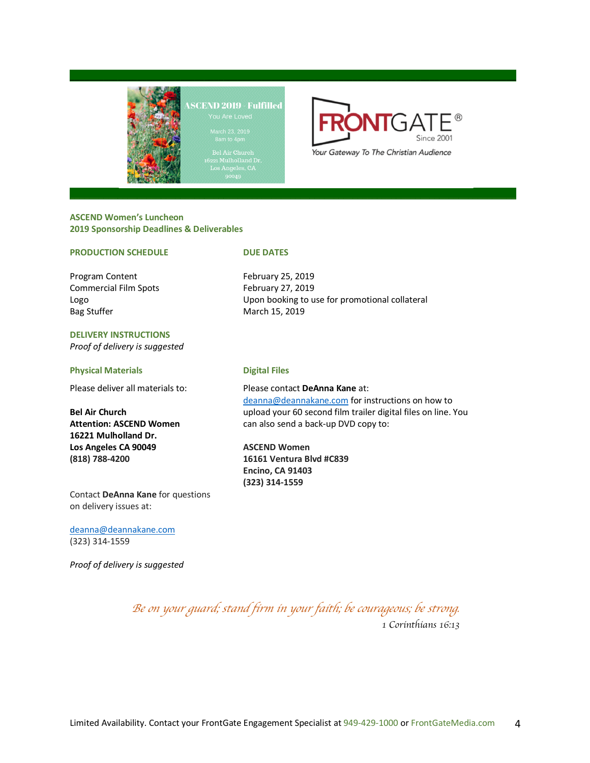ASCEND 2019 - Fulfilled

You Are Loved

March 23, 2019
8am to 4pm

Bel Air Church
16221 Mulholland Dr,
Los Angeles, CA
90049

FRONTGATE®
Since 2001
*Your Gateway To The Christian Audience*

## ASCEND Women's Luncheon
## 2019 Sponsorship Deadlines & Deliverables

| PRODUCTION SCHEDULE | DUE DATES |
| --- | --- |
| Program Content | February 25, 2019 |
| Commercial Film Spots | February 27, 2019 |
| Logo | Upon booking to use for promotional collateral |
| Bag Stuffer | March 15, 2019 |

### DELIVERY INSTRUCTIONS

*Proof of delivery is suggested*

### Physical Materials

Please deliver all materials to:

**Bel Air Church**
**Attention: ASCEND Women**
**16221 Mulholland Dr.**
**Los Angeles CA 90049**
**(818) 788-4200**

Contact **DeAnna Kane** for questions on delivery issues at:

deanna@deannakane.com
(323) 314-1559

*Proof of delivery is suggested*

### Digital Files

Please contact **DeAnna Kane** at: deanna@deannakane.com for instructions on how to upload your 60 second film trailer digital files on line. You can also send a back-up DVD copy to:

**ASCEND Women**
**16161 Ventura Blvd #C839**
**Encino, CA 91403**
**(323) 314-1559**

*Be on your guard; stand firm in your faith; be courageous; be strong.*
1 Corinthians 16:13

Limited Availability. Contact your FrontGate Engagement Specialist at 949-429-1000 or FrontGateMedia.com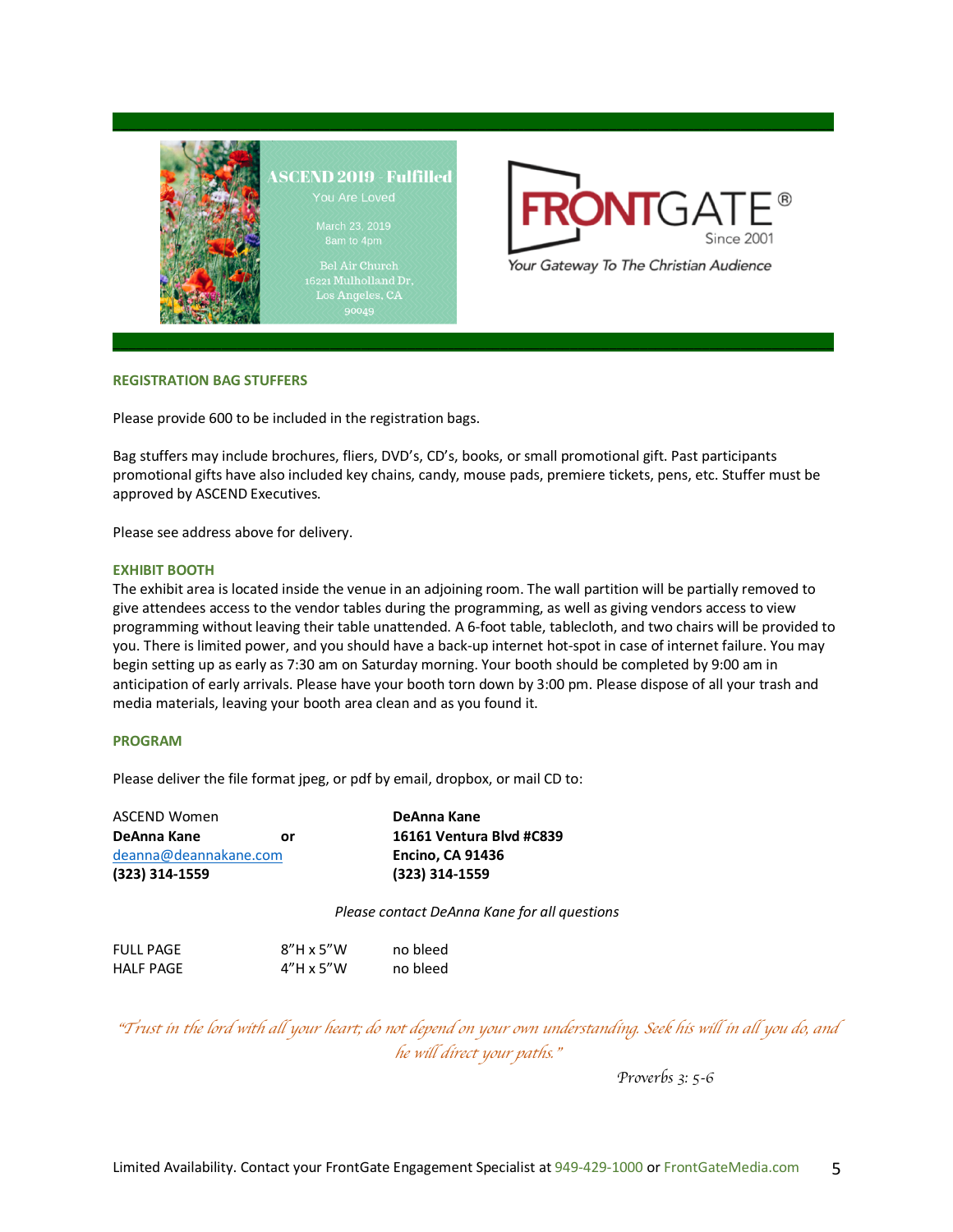ASCEND 2019 - Fulfilled

You Are Loved

March 23, 2019
8am to 4pm

Bel Air Church
16221 Mulholland Dr.
Los Angeles, CA
90049

FRONTGATE®
Since 2001
Your Gateway To The Christian Audience

## REGISTRATION BAG STUFFERS

Please provide 600 to be included in the registration bags.

Bag stuffers may include brochures, fliers, DVD's, CD's, books, or small promotional gift. Past participants promotional gifts have also included key chains, candy, mouse pads, premiere tickets, pens, etc. Stuffer must be approved by ASCEND Executives.

Please see address above for delivery.

## EXHIBIT BOOTH

The exhibit area is located inside the venue in an adjoining room. The wall partition will be partially removed to give attendees access to the vendor tables during the programming, as well as giving vendors access to view programming without leaving their table unattended. A 6-foot table, tablecloth, and two chairs will be provided to you. There is limited power, and you should have a back-up internet hot-spot in case of internet failure. You may begin setting up as early as 7:30 am on Saturday morning. Your booth should be completed by 9:00 am in anticipation of early arrivals. Please have your booth torn down by 3:00 pm. Please dispose of all your trash and media materials, leaving your booth area clean and as you found it.

## PROGRAM

Please deliver the file format jpeg, or pdf by email, dropbox, or mail CD to:

ASCEND Women
**DeAnna Kane**
deanna@deannakane.com
**(323) 314-1559**

**or**

**DeAnna Kane**
**16161 Ventura Blvd #C839**
**Encino, CA 91436**
**(323) 314-1559**

*Please contact DeAnna Kane for all questions*

| FULL PAGE | 8"H x 5"W | no bleed |
|---|---|---|
| HALF PAGE | 4"H x 5"W | no bleed |

*"Trust in the lord with all your heart; do not depend on your own understanding. Seek his will in all you do, and he will direct your paths."*

*Proverbs 3: 5-6*

Limited Availability. Contact your FrontGate Engagement Specialist at 949-429-1000 or FrontGateMedia.com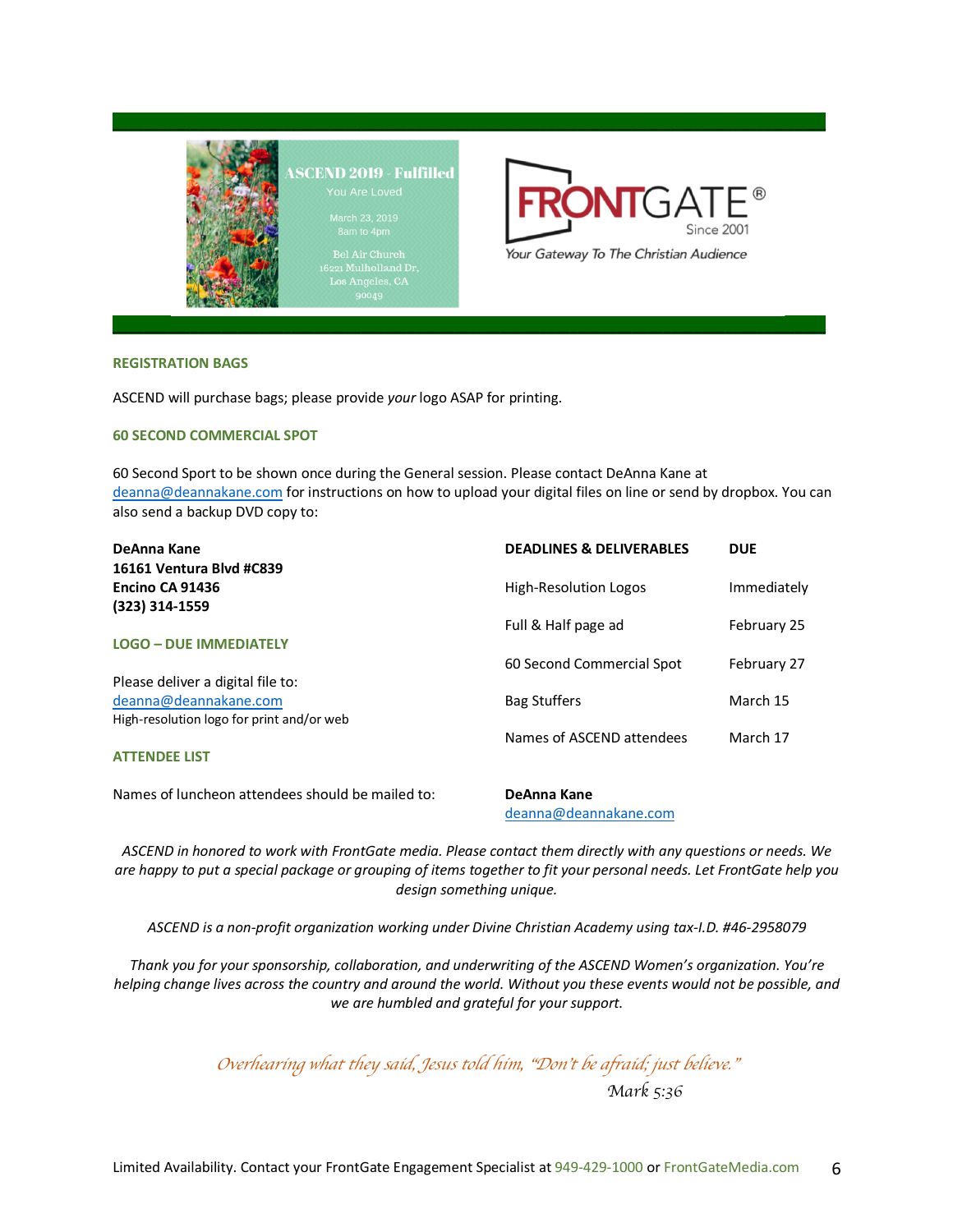ASCEND 2019 - Fulfilled

You Are Loved

March 23, 2019
8am to 4pm

Bel Air Church
16221 Mulholland Dr,
Los Angeles, CA
90049

FRONTGATE®
Since 2001
Your Gateway To The Christian Audience

### REGISTRATION BAGS

ASCEND will purchase bags; please provide *your* logo ASAP for printing.

### 60 SECOND COMMERCIAL SPOT

60 Second Sport to be shown once during the General session. Please contact DeAnna Kane at deanna@deannakane.com for instructions on how to upload your digital files on line or send by dropbox. You can also send a backup DVD copy to:

**DeAnna Kane**
**16161 Ventura Blvd #C839**
**Encino CA 91436**
**(323) 314-1559**

### LOGO – DUE IMMEDIATELY

Please deliver a digital file to:
deanna@deannakane.com
High-resolution logo for print and/or web

### ATTENDEE LIST

Names of luncheon attendees should be mailed to:

**DeAnna Kane**
deanna@deannakane.com

| DEADLINES & DELIVERABLES | DUE |
|---|---|
| High-Resolution Logos | Immediately |
| Full & Half page ad | February 25 |
| 60 Second Commercial Spot | February 27 |
| Bag Stuffers | March 15 |
| Names of ASCEND attendees | March 17 |

*ASCEND in honored to work with FrontGate media. Please contact them directly with any questions or needs. We are happy to put a special package or grouping of items together to fit your personal needs. Let FrontGate help you design something unique.*

*ASCEND is a non-profit organization working under Divine Christian Academy using tax-I.D. #46-2958079*

*Thank you for your sponsorship, collaboration, and underwriting of the ASCEND Women's organization. You're helping change lives across the country and around the world. Without you these events would not be possible, and we are humbled and grateful for your support.*

*Overhearing what they said, Jesus told him, "Don't be afraid; just believe."*
*Mark 5:36*

Limited Availability. Contact your FrontGate Engagement Specialist at 949-429-1000 or FrontGateMedia.com